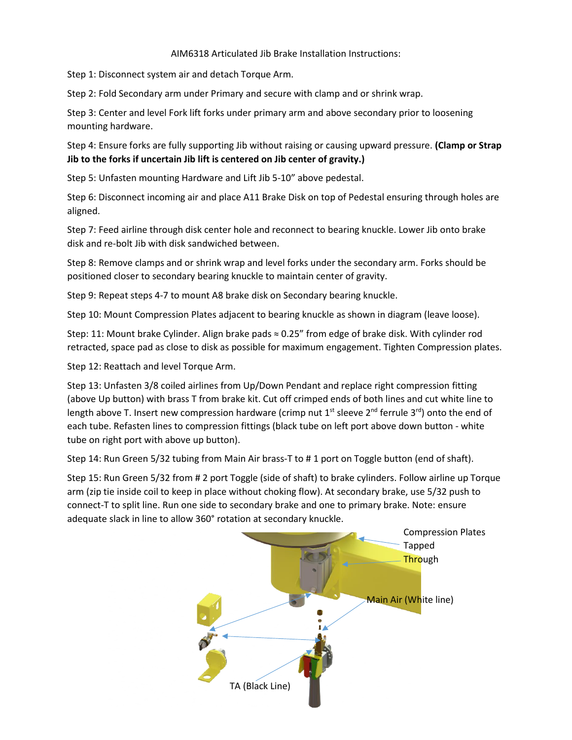AIM6318 Articulated Jib Brake Installation Instructions:

Step 1: Disconnect system air and detach Torque Arm.

Step 2: Fold Secondary arm under Primary and secure with clamp and or shrink wrap.

Step 3: Center and level Fork lift forks under primary arm and above secondary prior to loosening mounting hardware.

Step 4: Ensure forks are fully supporting Jib without raising or causing upward pressure. **(Clamp or Strap Jib to the forks if uncertain Jib lift is centered on Jib center of gravity.)**

Step 5: Unfasten mounting Hardware and Lift Jib 5-10" above pedestal.

Step 6: Disconnect incoming air and place A11 Brake Disk on top of Pedestal ensuring through holes are aligned.

Step 7: Feed airline through disk center hole and reconnect to bearing knuckle. Lower Jib onto brake disk and re-bolt Jib with disk sandwiched between.

Step 8: Remove clamps and or shrink wrap and level forks under the secondary arm. Forks should be positioned closer to secondary bearing knuckle to maintain center of gravity.

Step 9: Repeat steps 4-7 to mount A8 brake disk on Secondary bearing knuckle.

Step 10: Mount Compression Plates adjacent to bearing knuckle as shown in diagram (leave loose).

Step: 11: Mount brake Cylinder. Align brake pads ≈ 0.25" from edge of brake disk. With cylinder rod retracted, space pad as close to disk as possible for maximum engagement. Tighten Compression plates.

Step 12: Reattach and level Torque Arm.

Step 13: Unfasten 3/8 coiled airlines from Up/Down Pendant and replace right compression fitting (above Up button) with brass T from brake kit. Cut off crimped ends of both lines and cut white line to length above T. Insert new compression hardware (crimp nut 1st sleeve 2nd ferrule 3rd) onto the end of each tube. Refasten lines to compression fittings (black tube on left port above down button - white tube on right port with above up button).

Step 14: Run Green 5/32 tubing from Main Air brass-T to # 1 port on Toggle button (end of shaft).

Step 15: Run Green 5/32 from # 2 port Toggle (side of shaft) to brake cylinders. Follow airline up Torque arm (zip tie inside coil to keep in place without choking flow). At secondary brake, use 5/32 push to connect-T to split line. Run one side to secondary brake and one to primary brake. Note: ensure adequate slack in line to allow 360° rotation at secondary knuckle.

Compression Plates

Tapped

Through

Main Air (White line)

TA (Black Line)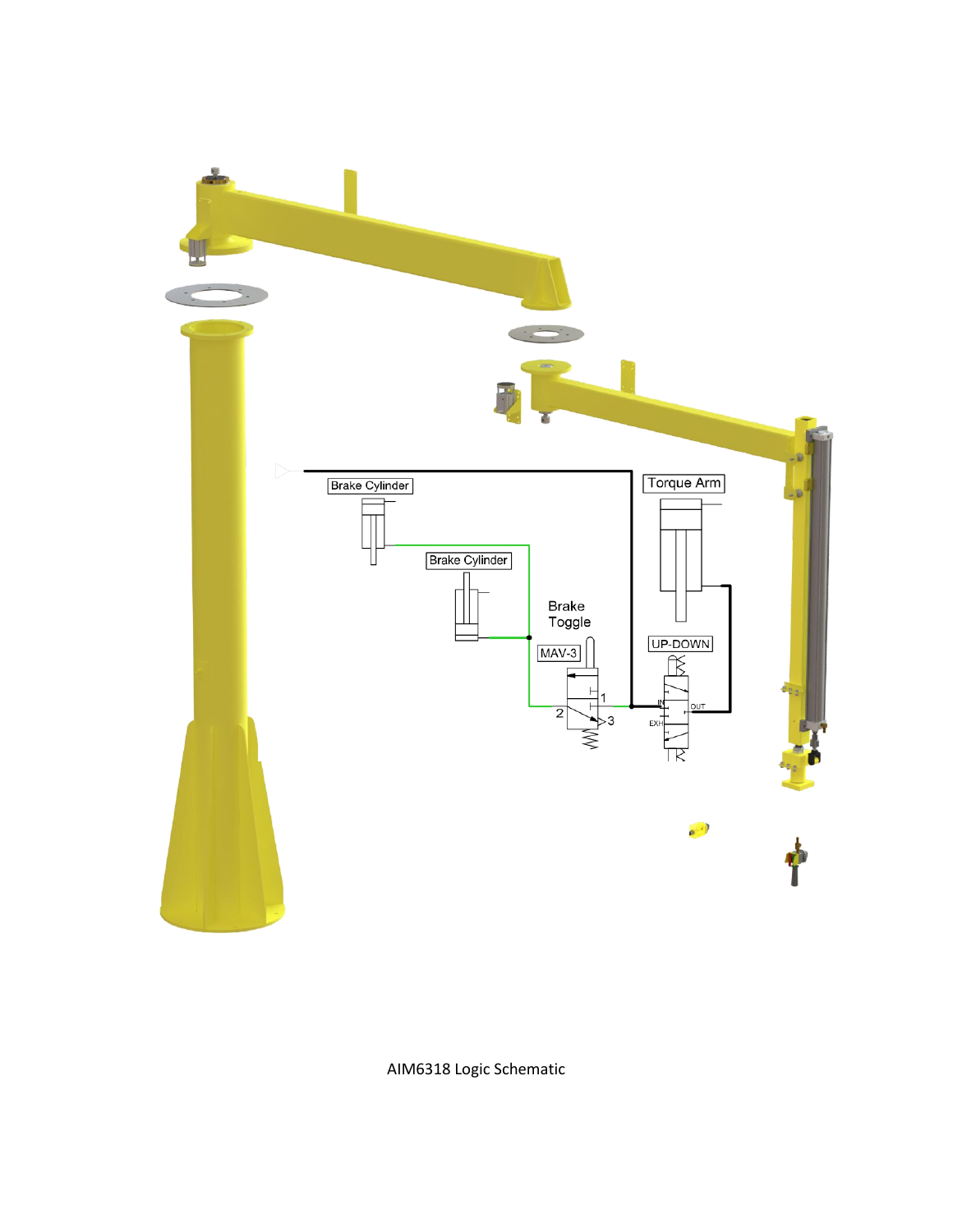Brake Cylinder

Brake Cylinder

Brake Toggle

MAV-3

1

2

3

Torque Arm

UP-DOWN

IN

OUT

EXH

AIM6318 Logic Schematic